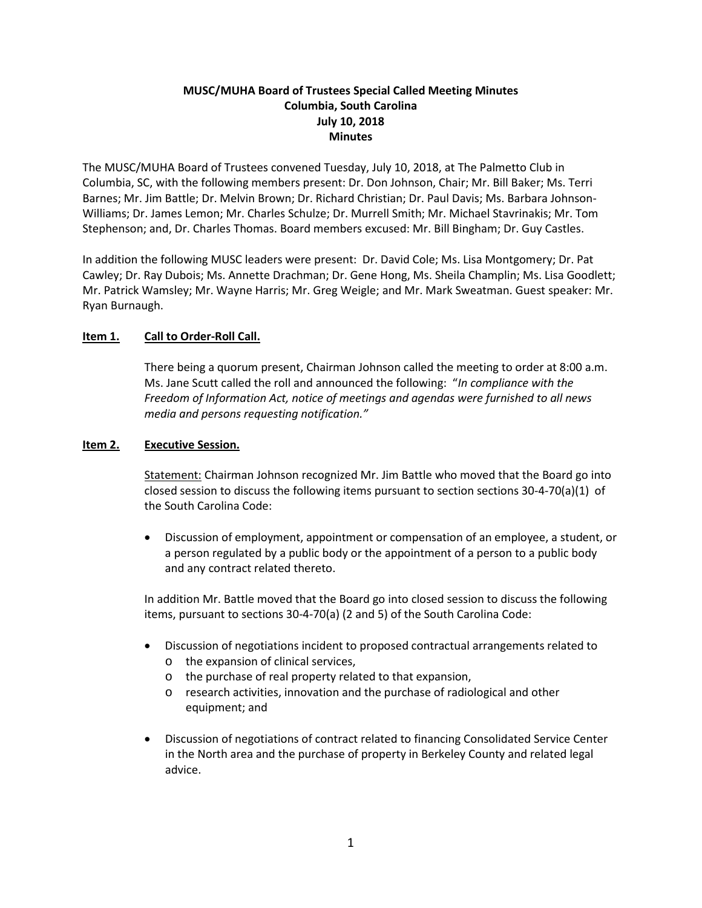**MUSC/MUHA Board of Trustees Special Called Meeting Minutes**
**Columbia, South Carolina**
**July 10, 2018**
**Minutes**

The MUSC/MUHA Board of Trustees convened Tuesday, July 10, 2018, at The Palmetto Club in Columbia, SC, with the following members present: Dr. Don Johnson, Chair; Mr. Bill Baker; Ms. Terri Barnes; Mr. Jim Battle; Dr. Melvin Brown; Dr. Richard Christian; Dr. Paul Davis; Ms. Barbara Johnson-Williams; Dr. James Lemon; Mr. Charles Schulze; Dr. Murrell Smith; Mr. Michael Stavrinakis; Mr. Tom Stephenson; and, Dr. Charles Thomas. Board members excused: Mr. Bill Bingham; Dr. Guy Castles.

In addition the following MUSC leaders were present: Dr. David Cole; Ms. Lisa Montgomery; Dr. Pat Cawley; Dr. Ray Dubois; Ms. Annette Drachman; Dr. Gene Hong, Ms. Sheila Champlin; Ms. Lisa Goodlett; Mr. Patrick Wamsley; Mr. Wayne Harris; Mr. Greg Weigle; and Mr. Mark Sweatman. Guest speaker: Mr. Ryan Burnaugh.

**Item 1. Call to Order-Roll Call.**

There being a quorum present, Chairman Johnson called the meeting to order at 8:00 a.m. Ms. Jane Scutt called the roll and announced the following: "*In compliance with the Freedom of Information Act, notice of meetings and agendas were furnished to all news media and persons requesting notification.*"

**Item 2. Executive Session.**

Statement: Chairman Johnson recognized Mr. Jim Battle who moved that the Board go into closed session to discuss the following items pursuant to section sections 30-4-70(a)(1) of the South Carolina Code:

- Discussion of employment, appointment or compensation of an employee, a student, or a person regulated by a public body or the appointment of a person to a public body and any contract related thereto.

In addition Mr. Battle moved that the Board go into closed session to discuss the following items, pursuant to sections 30-4-70(a) (2 and 5) of the South Carolina Code:

- Discussion of negotiations incident to proposed contractual arrangements related to
  - the expansion of clinical services,
  - the purchase of real property related to that expansion,
  - research activities, innovation and the purchase of radiological and other equipment; and
- Discussion of negotiations of contract related to financing Consolidated Service Center in the North area and the purchase of property in Berkeley County and related legal advice.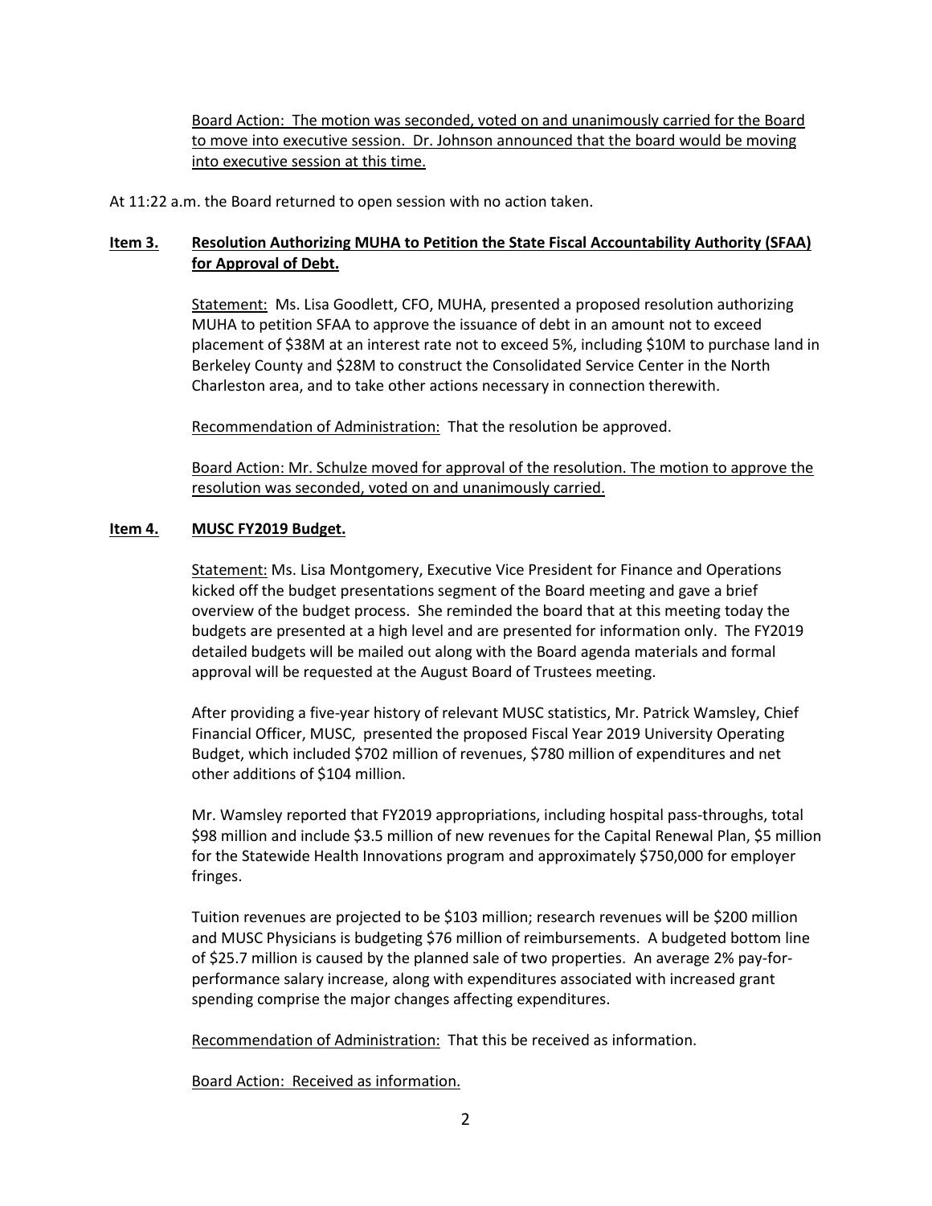Board Action: The motion was seconded, voted on and unanimously carried for the Board to move into executive session. Dr. Johnson announced that the board would be moving into executive session at this time.

At 11:22 a.m. the Board returned to open session with no action taken.

**Item 3. Resolution Authorizing MUHA to Petition the State Fiscal Accountability Authority (SFAA) for Approval of Debt.**

Statement: Ms. Lisa Goodlett, CFO, MUHA, presented a proposed resolution authorizing MUHA to petition SFAA to approve the issuance of debt in an amount not to exceed placement of $38M at an interest rate not to exceed 5%, including $10M to purchase land in Berkeley County and $28M to construct the Consolidated Service Center in the North Charleston area, and to take other actions necessary in connection therewith.

Recommendation of Administration: That the resolution be approved.

Board Action: Mr. Schulze moved for approval of the resolution. The motion to approve the resolution was seconded, voted on and unanimously carried.

**Item 4. MUSC FY2019 Budget.**

Statement: Ms. Lisa Montgomery, Executive Vice President for Finance and Operations kicked off the budget presentations segment of the Board meeting and gave a brief overview of the budget process. She reminded the board that at this meeting today the budgets are presented at a high level and are presented for information only. The FY2019 detailed budgets will be mailed out along with the Board agenda materials and formal approval will be requested at the August Board of Trustees meeting.

After providing a five-year history of relevant MUSC statistics, Mr. Patrick Wamsley, Chief Financial Officer, MUSC, presented the proposed Fiscal Year 2019 University Operating Budget, which included $702 million of revenues, $780 million of expenditures and net other additions of $104 million.

Mr. Wamsley reported that FY2019 appropriations, including hospital pass-throughs, total $98 million and include $3.5 million of new revenues for the Capital Renewal Plan, $5 million for the Statewide Health Innovations program and approximately $750,000 for employer fringes.

Tuition revenues are projected to be $103 million; research revenues will be $200 million and MUSC Physicians is budgeting $76 million of reimbursements. A budgeted bottom line of $25.7 million is caused by the planned sale of two properties. An average 2% pay-for-performance salary increase, along with expenditures associated with increased grant spending comprise the major changes affecting expenditures.

Recommendation of Administration: That this be received as information.

Board Action: Received as information.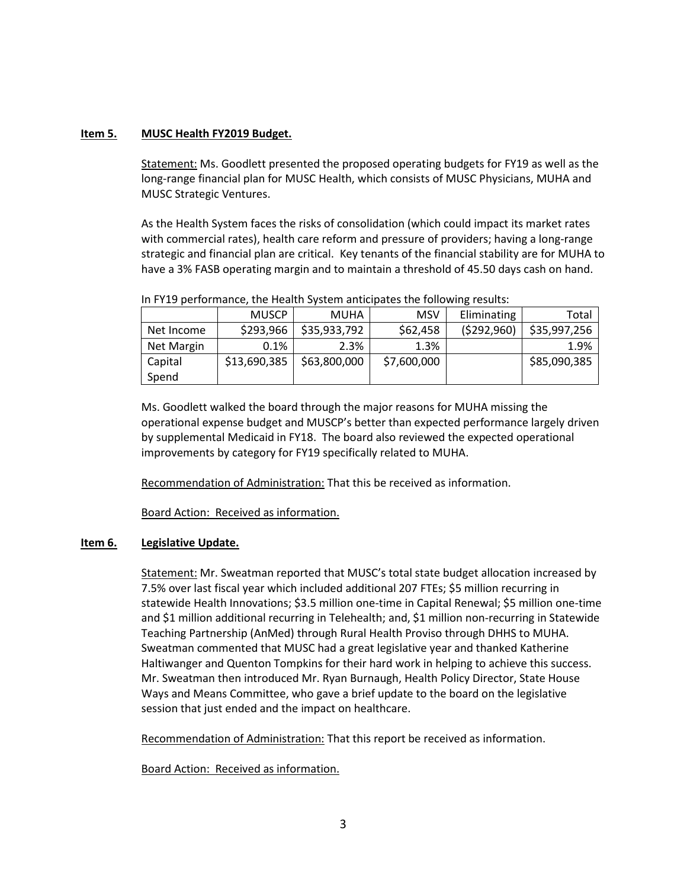**Item 5.** **MUSC Health FY2019 Budget.**

Statement: Ms. Goodlett presented the proposed operating budgets for FY19 as well as the long-range financial plan for MUSC Health, which consists of MUSC Physicians, MUHA and MUSC Strategic Ventures.

As the Health System faces the risks of consolidation (which could impact its market rates with commercial rates), health care reform and pressure of providers; having a long-range strategic and financial plan are critical. Key tenants of the financial stability are for MUHA to have a 3% FASB operating margin and to maintain a threshold of 45.50 days cash on hand.

In FY19 performance, the Health System anticipates the following results:

| | MUSCP | MUHA | MSV | Eliminating | Total |
|---|---|---|---|---|---|
| Net Income | $293,966 | $35,933,792 | $62,458 | ($292,960) | $35,997,256 |
| Net Margin | 0.1% | 2.3% | 1.3% | | 1.9% |
| Capital Spend | $13,690,385 | $63,800,000 | $7,600,000 | | $85,090,385 |

Ms. Goodlett walked the board through the major reasons for MUHA missing the operational expense budget and MUSCP's better than expected performance largely driven by supplemental Medicaid in FY18. The board also reviewed the expected operational improvements by category for FY19 specifically related to MUHA.

Recommendation of Administration: That this be received as information.

Board Action: Received as information.

**Item 6.** **Legislative Update.**

Statement: Mr. Sweatman reported that MUSC's total state budget allocation increased by 7.5% over last fiscal year which included additional 207 FTEs; $5 million recurring in statewide Health Innovations; $3.5 million one-time in Capital Renewal; $5 million one-time and $1 million additional recurring in Telehealth; and, $1 million non-recurring in Statewide Teaching Partnership (AnMed) through Rural Health Proviso through DHHS to MUHA. Sweatman commented that MUSC had a great legislative year and thanked Katherine Haltiwanger and Quenton Tompkins for their hard work in helping to achieve this success. Mr. Sweatman then introduced Mr. Ryan Burnaugh, Health Policy Director, State House Ways and Means Committee, who gave a brief update to the board on the legislative session that just ended and the impact on healthcare.

Recommendation of Administration: That this report be received as information.

Board Action: Received as information.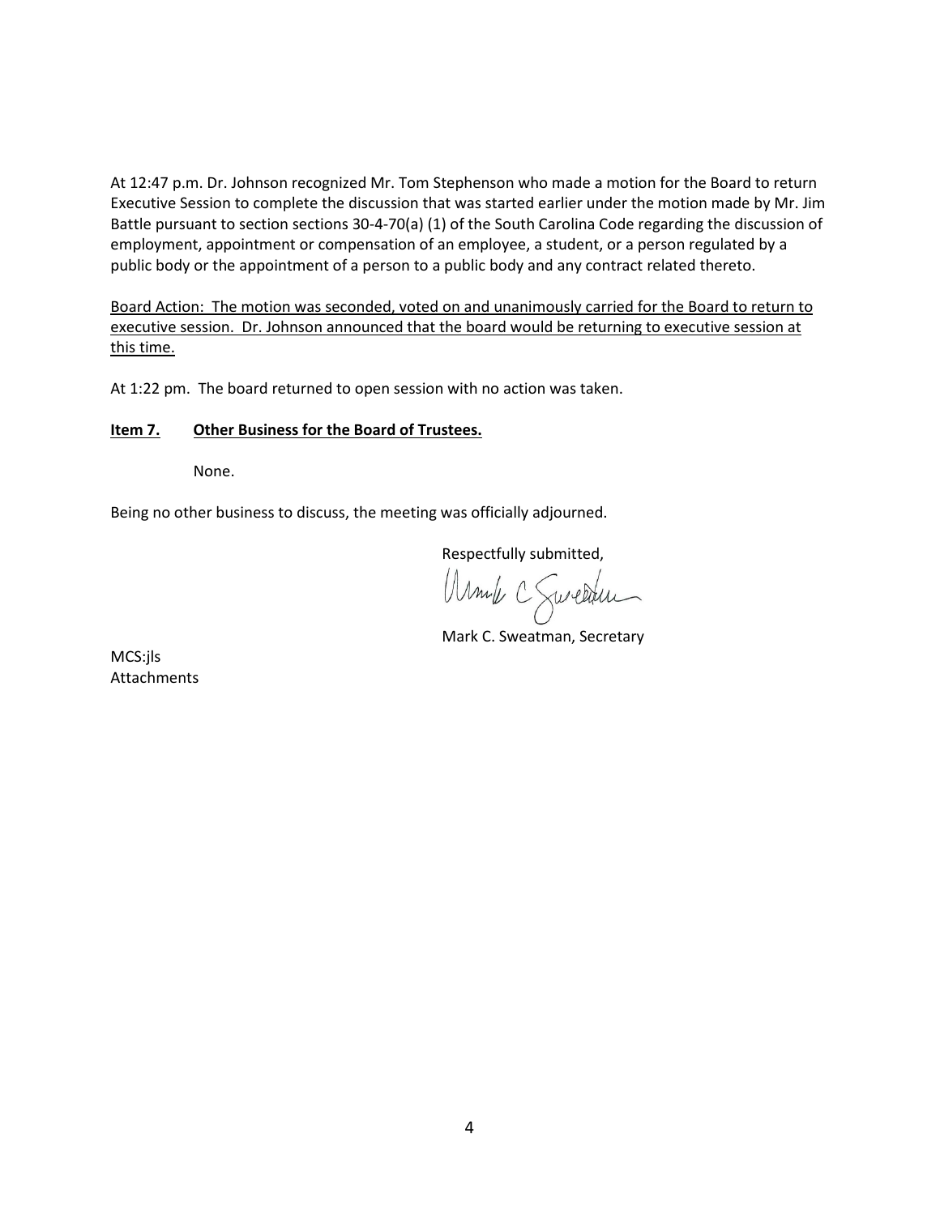At 12:47 p.m. Dr. Johnson recognized Mr. Tom Stephenson who made a motion for the Board to return Executive Session to complete the discussion that was started earlier under the motion made by Mr. Jim Battle pursuant to section sections 30-4-70(a) (1) of the South Carolina Code regarding the discussion of employment, appointment or compensation of an employee, a student, or a person regulated by a public body or the appointment of a person to a public body and any contract related thereto.

<u>Board Action: The motion was seconded, voted on and unanimously carried for the Board to return to executive session. Dr. Johnson announced that the board would be returning to executive session at this time.</u>

At 1:22 pm. The board returned to open session with no action was taken.

**<u>Item 7. Other Business for the Board of Trustees.</u>**

None.

Being no other business to discuss, the meeting was officially adjourned.

Respectfully submitted,

Mark C. Sweatman, Secretary

MCS:jls
Attachments